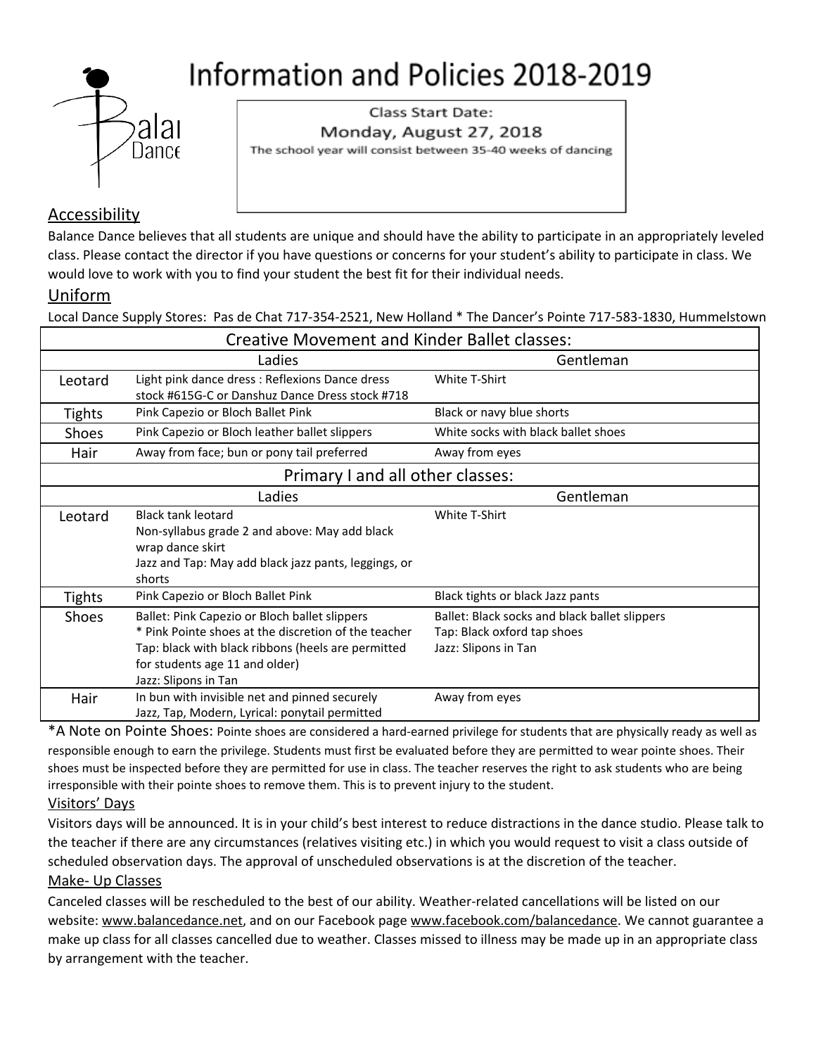# Information and Policies 2018-2019

Class Start Date:
Monday, August 27, 2018
The school year will consist between 35-40 weeks of dancing

## Accessibility

Balance Dance believes that all students are unique and should have the ability to participate in an appropriately leveled class. Please contact the director if you have questions or concerns for your student's ability to participate in class. We would love to work with you to find your student the best fit for their individual needs.

## Uniform

Local Dance Supply Stores: Pas de Chat 717-354-2521, New Holland * The Dancer's Pointe 717-583-1830, Hummelstown

| Creative Movement and Kinder Ballet classes: | | |
|---|---|---|
| | Ladies | Gentleman |
| Leotard | Light pink dance dress : Reflexions Dance dress stock #615G-C or Danshuz Dance Dress stock #718 | White T-Shirt |
| Tights | Pink Capezio or Bloch Ballet Pink | Black or navy blue shorts |
| Shoes | Pink Capezio or Bloch leather ballet slippers | White socks with black ballet shoes |
| Hair | Away from face; bun or pony tail preferred | Away from eyes |
| **Primary I and all other classes:** | | |
| | Ladies | Gentleman |
| Leotard | Black tank leotard<br>Non-syllabus grade 2 and above: May add black wrap dance skirt<br>Jazz and Tap: May add black jazz pants, leggings, or shorts | White T-Shirt |
| Tights | Pink Capezio or Bloch Ballet Pink | Black tights or black Jazz pants |
| Shoes | Ballet: Pink Capezio or Bloch ballet slippers<br>* Pink Pointe shoes at the discretion of the teacher<br>Tap: black with black ribbons (heels are permitted for students age 11 and older)<br>Jazz: Slipons in Tan | Ballet: Black socks and black ballet slippers<br>Tap: Black oxford tap shoes<br>Jazz: Slipons in Tan |
| Hair | In bun with invisible net and pinned securely<br>Jazz, Tap, Modern, Lyrical: ponytail permitted | Away from eyes |

*A Note on Pointe Shoes: Pointe shoes are considered a hard-earned privilege for students that are physically ready as well as responsible enough to earn the privilege. Students must first be evaluated before they are permitted to wear pointe shoes. Their shoes must be inspected before they are permitted for use in class. The teacher reserves the right to ask students who are being irresponsible with their pointe shoes to remove them. This is to prevent injury to the student.

### Visitors' Days

Visitors days will be announced. It is in your child's best interest to reduce distractions in the dance studio. Please talk to the teacher if there are any circumstances (relatives visiting etc.) in which you would request to visit a class outside of scheduled observation days. The approval of unscheduled observations is at the discretion of the teacher.

### Make- Up Classes

Canceled classes will be rescheduled to the best of our ability. Weather-related cancellations will be listed on our website: www.balancedance.net, and on our Facebook page www.facebook.com/balancedance. We cannot guarantee a make up class for all classes cancelled due to weather. Classes missed to illness may be made up in an appropriate class by arrangement with the teacher.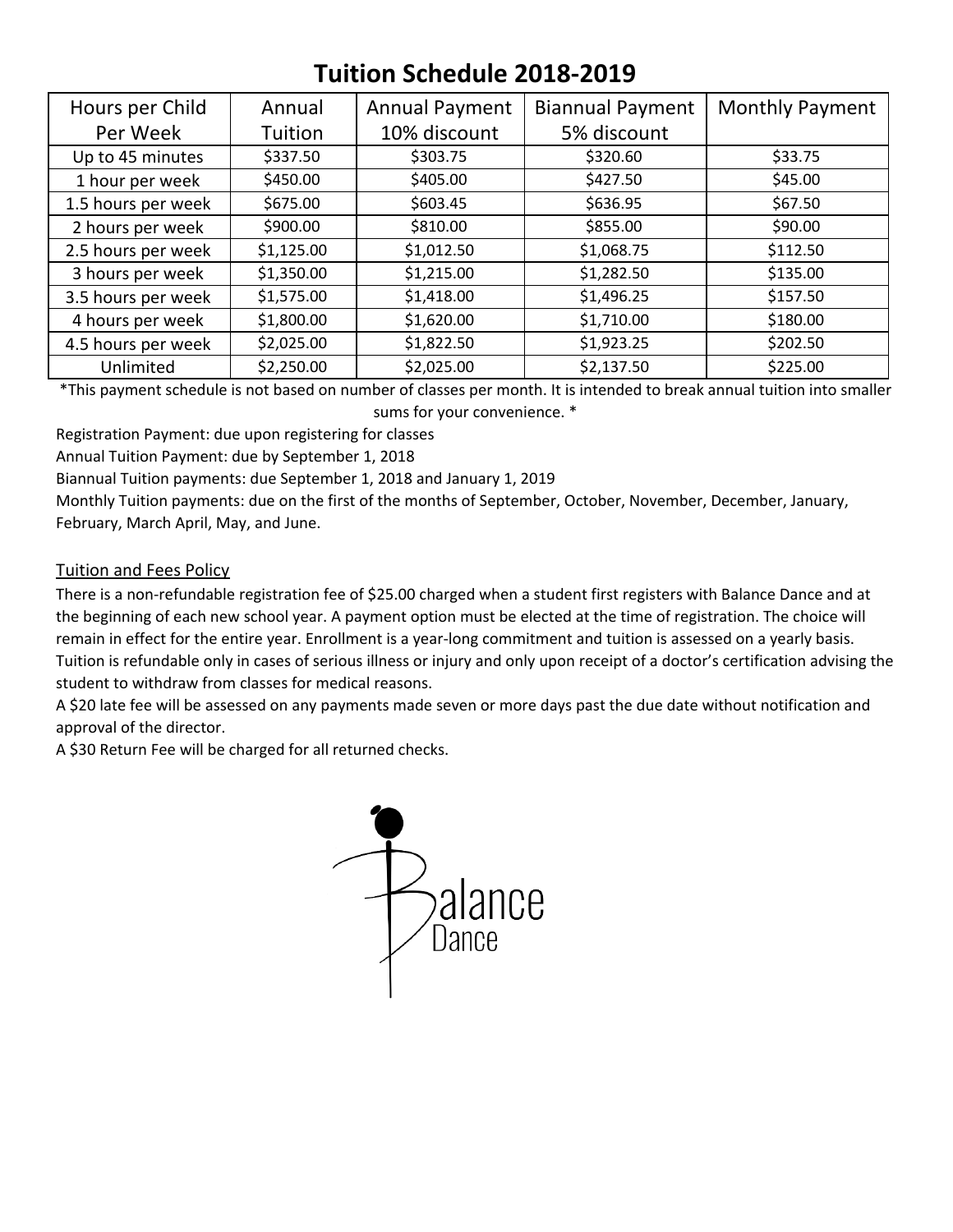# Tuition Schedule 2018-2019

| Hours per Child Per Week | Annual Tuition | Annual Payment 10% discount | Biannual Payment 5% discount | Monthly Payment |
|---|---|---|---|---|
| Up to 45 minutes | $337.50 | $303.75 | $320.60 | $33.75 |
| 1 hour per week | $450.00 | $405.00 | $427.50 | $45.00 |
| 1.5 hours per week | $675.00 | $603.45 | $636.95 | $67.50 |
| 2 hours per week | $900.00 | $810.00 | $855.00 | $90.00 |
| 2.5 hours per week | $1,125.00 | $1,012.50 | $1,068.75 | $112.50 |
| 3 hours per week | $1,350.00 | $1,215.00 | $1,282.50 | $135.00 |
| 3.5 hours per week | $1,575.00 | $1,418.00 | $1,496.25 | $157.50 |
| 4 hours per week | $1,800.00 | $1,620.00 | $1,710.00 | $180.00 |
| 4.5 hours per week | $2,025.00 | $1,822.50 | $1,923.25 | $202.50 |
| Unlimited | $2,250.00 | $2,025.00 | $2,137.50 | $225.00 |

*This payment schedule is not based on number of classes per month. It is intended to break annual tuition into smaller sums for your convenience. *

Registration Payment: due upon registering for classes

Annual Tuition Payment: due by September 1, 2018

Biannual Tuition payments: due September 1, 2018 and January 1, 2019

Monthly Tuition payments: due on the first of the months of September, October, November, December, January, February, March April, May, and June.

<u>Tuition and Fees Policy</u>

There is a non-refundable registration fee of $25.00 charged when a student first registers with Balance Dance and at the beginning of each new school year. A payment option must be elected at the time of registration. The choice will remain in effect for the entire year. Enrollment is a year-long commitment and tuition is assessed on a yearly basis. Tuition is refundable only in cases of serious illness or injury and only upon receipt of a doctor's certification advising the student to withdraw from classes for medical reasons.

A $20 late fee will be assessed on any payments made seven or more days past the due date without notification and approval of the director.

A $30 Return Fee will be charged for all returned checks.

Balance Dance